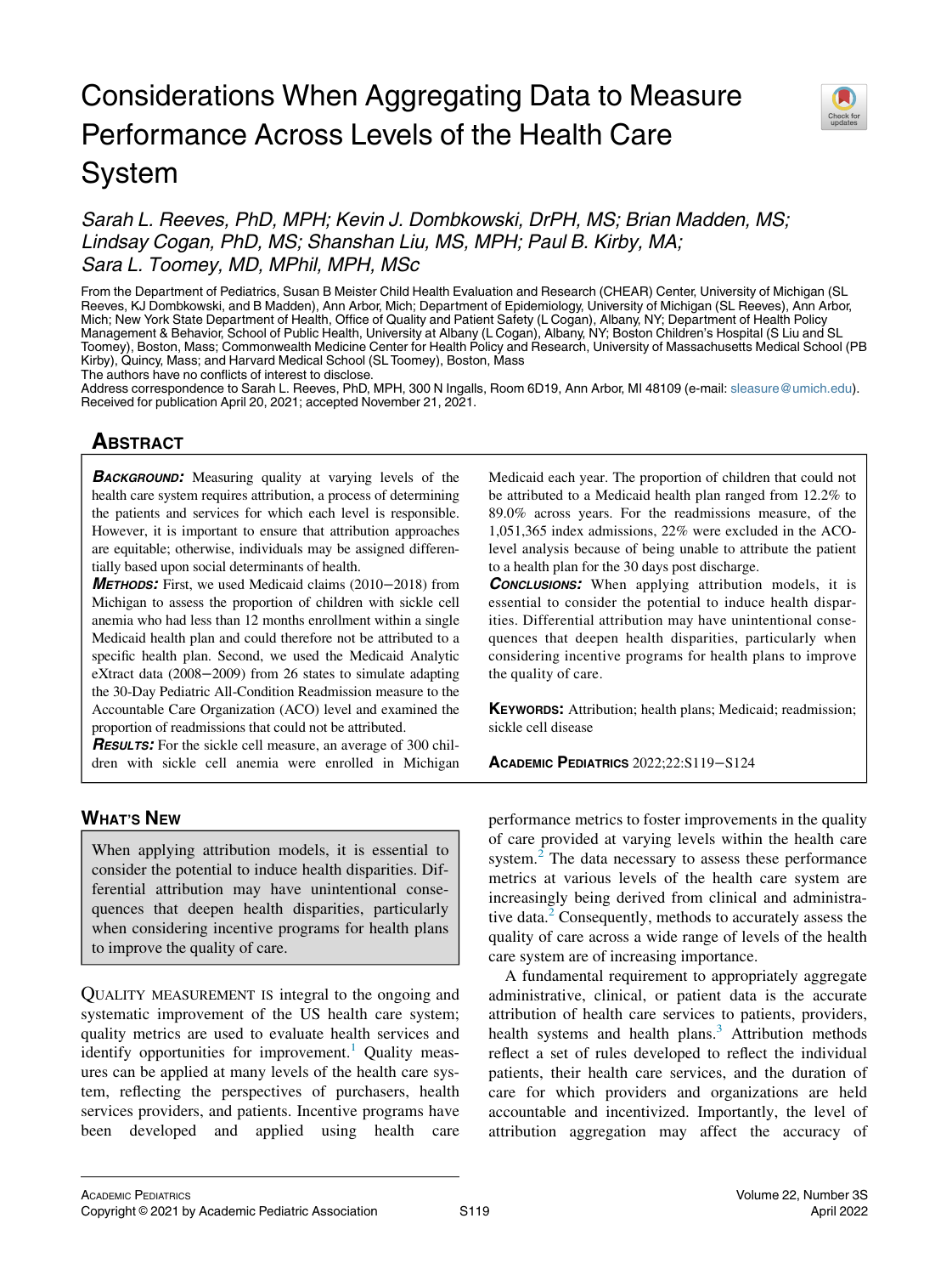# Considerations When Aggregating Data to Measure Performance Across Levels of the Health Care System

*Sarah L. Reeves, PhD, MPH; Kevin J. Dombkowski, DrPH, MS; Brian Madden, MS; Lindsay Cogan, PhD, MS; Shanshan Liu, MS, MPH; Paul B. Kirby, MA; Sara L. Toomey, MD, MPhil, MPH, MSc*

From the Department of Pediatrics, Susan B Meister Child Health Evaluation and Research (CHEAR) Center, University of Michigan (SL Reeves, KJ Dombkowski, and B Madden), Ann Arbor, Mich; Department of Epidemiology, University of Michigan (SL Reeves), Ann Arbor, Mich; New York State Department of Health, Office of Quality and Patient Safety (L Cogan), Albany, NY; Department of Health Policy Management & Behavior, School of Public Health, University at Albany (L Cogan), Albany, NY; Boston Children's Hospital (S Liu and SL Toomey), Boston, Mass; Commonwealth Medicine Center for Health Policy and Research, University of Massachusetts Medical School (PB Kirby), Quincy, Mass; and Harvard Medical School (SL Toomey), Boston, Mass

The authors have no conflicts of interest to disclose.

Address correspondence to Sarah L. Reeves, PhD, MPH, 300 N Ingalls, Room 6D19, Ann Arbor, MI 48109 (e-mail: sleasure@umich.edu).

Received for publication April 20, 2021; accepted November 21, 2021.

## Abstract

***Background:*** Measuring quality at varying levels of the health care system requires attribution, a process of determining the patients and services for which each level is responsible. However, it is important to ensure that attribution approaches are equitable; otherwise, individuals may be assigned differentially based upon social determinants of health.

***Methods:*** First, we used Medicaid claims (2010−2018) from Michigan to assess the proportion of children with sickle cell anemia who had less than 12 months enrollment within a single Medicaid health plan and could therefore not be attributed to a specific health plan. Second, we used the Medicaid Analytic eXtract data (2008−2009) from 26 states to simulate adapting the 30-Day Pediatric All-Condition Readmission measure to the Accountable Care Organization (ACO) level and examined the proportion of readmissions that could not be attributed.

***Results:*** For the sickle cell measure, an average of 300 children with sickle cell anemia were enrolled in Michigan Medicaid each year. The proportion of children that could not be attributed to a Medicaid health plan ranged from 12.2% to 89.0% across years. For the readmissions measure, of the 1,051,365 index admissions, 22% were excluded in the ACO-level analysis because of being unable to attribute the patient to a health plan for the 30 days post discharge.

***Conclusions:*** When applying attribution models, it is essential to consider the potential to induce health disparities. Differential attribution may have unintentional consequences that deepen health disparities, particularly when considering incentive programs for health plans to improve the quality of care.

**Keywords:** Attribution; health plans; Medicaid; readmission; sickle cell disease

## What's New

When applying attribution models, it is essential to consider the potential to induce health disparities. Differential attribution may have unintentional consequences that deepen health disparities, particularly when considering incentive programs for health plans to improve the quality of care.

Quality measurement is integral to the ongoing and systematic improvement of the US health care system; quality metrics are used to evaluate health services and identify opportunities for improvement.[1] Quality measures can be applied at many levels of the health care system, reflecting the perspectives of purchasers, health services providers, and patients. Incentive programs have been developed and applied using health care performance metrics to foster improvements in the quality of care provided at varying levels within the health care system.[2] The data necessary to assess these performance metrics at various levels of the health care system are increasingly being derived from clinical and administrative data.[2] Consequently, methods to accurately assess the quality of care across a wide range of levels of the health care system are of increasing importance.

A fundamental requirement to appropriately aggregate administrative, clinical, or patient data is the accurate attribution of health care services to patients, providers, health systems and health plans.[3] Attribution methods reflect a set of rules developed to reflect the individual patients, their health care services, and the duration of care for which providers and organizations are held accountable and incentivized. Importantly, the level of attribution aggregation may affect the accuracy of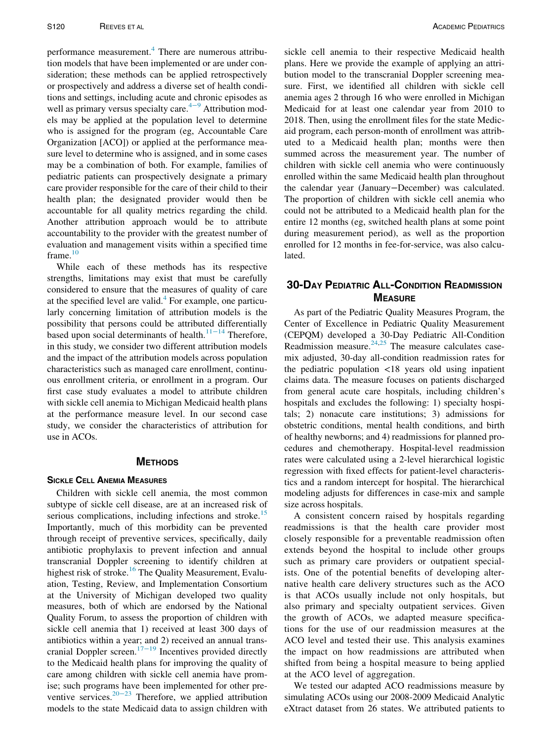performance measurement.[4] There are numerous attribution models that have been implemented or are under consideration; these methods can be applied retrospectively or prospectively and address a diverse set of health conditions and settings, including acute and chronic episodes as well as primary versus specialty care.[4–9] Attribution models may be applied at the population level to determine who is assigned for the program (eg, Accountable Care Organization [ACO]) or applied at the performance measure level to determine who is assigned, and in some cases may be a combination of both. For example, families of pediatric patients can prospectively designate a primary care provider responsible for the care of their child to their health plan; the designated provider would then be accountable for all quality metrics regarding the child. Another attribution approach would be to attribute accountability to the provider with the greatest number of evaluation and management visits within a specified time frame.[10]

While each of these methods has its respective strengths, limitations may exist that must be carefully considered to ensure that the measures of quality of care at the specified level are valid.[4] For example, one particularly concerning limitation of attribution models is the possibility that persons could be attributed differentially based upon social determinants of health.[11–14] Therefore, in this study, we consider two different attribution models and the impact of the attribution models across population characteristics such as managed care enrollment, continuous enrollment criteria, or enrollment in a program. Our first case study evaluates a model to attribute children with sickle cell anemia to Michigan Medicaid health plans at the performance measure level. In our second case study, we consider the characteristics of attribution for use in ACOs.

## Methods

### Sickle Cell Anemia Measures

Children with sickle cell anemia, the most common subtype of sickle cell disease, are at an increased risk of serious complications, including infections and stroke.[15] Importantly, much of this morbidity can be prevented through receipt of preventive services, specifically, daily antibiotic prophylaxis to prevent infection and annual transcranial Doppler screening to identify children at highest risk of stroke.[16] The Quality Measurement, Evaluation, Testing, Review, and Implementation Consortium at the University of Michigan developed two quality measures, both of which are endorsed by the National Quality Forum, to assess the proportion of children with sickle cell anemia that 1) received at least 300 days of antibiotics within a year; and 2) received an annual transcranial Doppler screen.[17–19] Incentives provided directly to the Medicaid health plans for improving the quality of care among children with sickle cell anemia have promise; such programs have been implemented for other preventive services.[20–23] Therefore, we applied attribution models to the state Medicaid data to assign children with sickle cell anemia to their respective Medicaid health plans. Here we provide the example of applying an attribution model to the transcranial Doppler screening measure. First, we identified all children with sickle cell anemia ages 2 through 16 who were enrolled in Michigan Medicaid for at least one calendar year from 2010 to 2018. Then, using the enrollment files for the state Medicaid program, each person-month of enrollment was attributed to a Medicaid health plan; months were then summed across the measurement year. The number of children with sickle cell anemia who were continuously enrolled within the same Medicaid health plan throughout the calendar year (January−December) was calculated. The proportion of children with sickle cell anemia who could not be attributed to a Medicaid health plan for the entire 12 months (eg, switched health plans at some point during measurement period), as well as the proportion enrolled for 12 months in fee-for-service, was also calculated.

### 30-Day Pediatric All-Condition Readmission Measure

As part of the Pediatric Quality Measures Program, the Center of Excellence in Pediatric Quality Measurement (CEPQM) developed a 30-Day Pediatric All-Condition Readmission measure.[24,25] The measure calculates case-mix adjusted, 30-day all-condition readmission rates for the pediatric population <18 years old using inpatient claims data. The measure focuses on patients discharged from general acute care hospitals, including children's hospitals and excludes the following: 1) specialty hospitals; 2) nonacute care institutions; 3) admissions for obstetric conditions, mental health conditions, and birth of healthy newborns; and 4) readmissions for planned procedures and chemotherapy. Hospital-level readmission rates were calculated using a 2-level hierarchical logistic regression with fixed effects for patient-level characteristics and a random intercept for hospital. The hierarchical modeling adjusts for differences in case-mix and sample size across hospitals.

A consistent concern raised by hospitals regarding readmissions is that the health care provider most closely responsible for a preventable readmission often extends beyond the hospital to include other groups such as primary care providers or outpatient specialists. One of the potential benefits of developing alternative health care delivery structures such as the ACO is that ACOs usually include not only hospitals, but also primary and specialty outpatient services. Given the growth of ACOs, we adapted measure specifications for the use of our readmission measures at the ACO level and tested their use. This analysis examines the impact on how readmissions are attributed when shifted from being a hospital measure to being applied at the ACO level of aggregation.

We tested our adapted ACO readmissions measure by simulating ACOs using our 2008-2009 Medicaid Analytic eXtract dataset from 26 states. We attributed patients to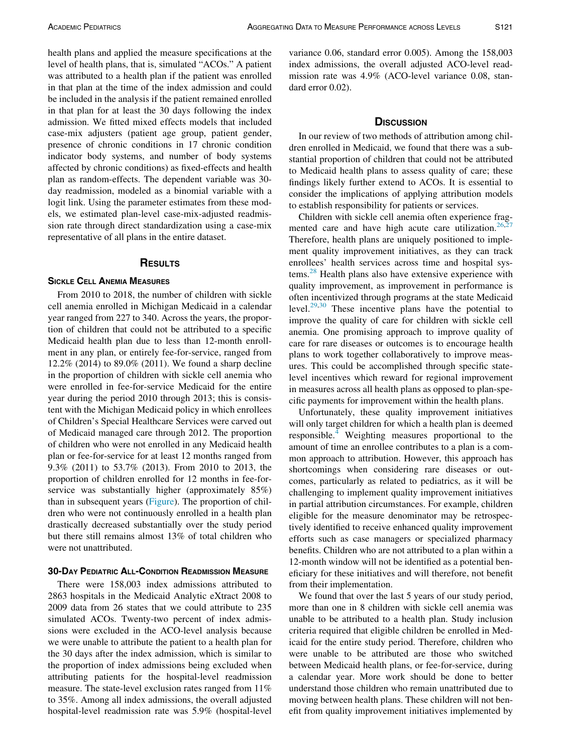health plans and applied the measure specifications at the level of health plans, that is, simulated "ACOs." A patient was attributed to a health plan if the patient was enrolled in that plan at the time of the index admission and could be included in the analysis if the patient remained enrolled in that plan for at least the 30 days following the index admission. We fitted mixed effects models that included case-mix adjusters (patient age group, patient gender, presence of chronic conditions in 17 chronic condition indicator body systems, and number of body systems affected by chronic conditions) as fixed-effects and health plan as random-effects. The dependent variable was 30-day readmission, modeled as a binomial variable with a logit link. Using the parameter estimates from these models, we estimated plan-level case-mix-adjusted readmission rate through direct standardization using a case-mix representative of all plans in the entire dataset.

## Results

### Sickle Cell Anemia Measures

From 2010 to 2018, the number of children with sickle cell anemia enrolled in Michigan Medicaid in a calendar year ranged from 227 to 340. Across the years, the proportion of children that could not be attributed to a specific Medicaid health plan due to less than 12-month enrollment in any plan, or entirely fee-for-service, ranged from 12.2% (2014) to 89.0% (2011). We found a sharp decline in the proportion of children with sickle cell anemia who were enrolled in fee-for-service Medicaid for the entire year during the period 2010 through 2013; this is consistent with the Michigan Medicaid policy in which enrollees of Children's Special Healthcare Services were carved out of Medicaid managed care through 2012. The proportion of children who were not enrolled in any Medicaid health plan or fee-for-service for at least 12 months ranged from 9.3% (2011) to 53.7% (2013). From 2010 to 2013, the proportion of children enrolled for 12 months in fee-for-service was substantially higher (approximately 85%) than in subsequent years (Figure). The proportion of children who were not continuously enrolled in a health plan drastically decreased substantially over the study period but there still remains almost 13% of total children who were not unattributed.

### 30-Day Pediatric All-Condition Readmission Measure

There were 158,003 index admissions attributed to 2863 hospitals in the Medicaid Analytic eXtract 2008 to 2009 data from 26 states that we could attribute to 235 simulated ACOs. Twenty-two percent of index admissions were excluded in the ACO-level analysis because we were unable to attribute the patient to a health plan for the 30 days after the index admission, which is similar to the proportion of index admissions being excluded when attributing patients for the hospital-level readmission measure. The state-level exclusion rates ranged from 11% to 35%. Among all index admissions, the overall adjusted hospital-level readmission rate was 5.9% (hospital-level variance 0.06, standard error 0.005). Among the 158,003 index admissions, the overall adjusted ACO-level readmission rate was 4.9% (ACO-level variance 0.08, standard error 0.02).

## Discussion

In our review of two methods of attribution among children enrolled in Medicaid, we found that there was a substantial proportion of children that could not be attributed to Medicaid health plans to assess quality of care; these findings likely further extend to ACOs. It is essential to consider the implications of applying attribution models to establish responsibility for patients or services.

Children with sickle cell anemia often experience fragmented care and have high acute care utilization.[26,27] Therefore, health plans are uniquely positioned to implement quality improvement initiatives, as they can track enrollees' health services across time and hospital systems.[28] Health plans also have extensive experience with quality improvement, as improvement in performance is often incentivized through programs at the state Medicaid level.[29,30] These incentive plans have the potential to improve the quality of care for children with sickle cell anemia. One promising approach to improve quality of care for rare diseases or outcomes is to encourage health plans to work together collaboratively to improve measures. This could be accomplished through specific state-level incentives which reward for regional improvement in measures across all health plans as opposed to plan-specific payments for improvement within the health plans.

Unfortunately, these quality improvement initiatives will only target children for which a health plan is deemed responsible.[4] Weighting measures proportional to the amount of time an enrollee contributes to a plan is a common approach to attribution. However, this approach has shortcomings when considering rare diseases or outcomes, particularly as related to pediatrics, as it will be challenging to implement quality improvement initiatives in partial attribution circumstances. For example, children eligible for the measure denominator may be retrospectively identified to receive enhanced quality improvement efforts such as case managers or specialized pharmacy benefits. Children who are not attributed to a plan within a 12-month window will not be identified as a potential beneficiary for these initiatives and will therefore, not benefit from their implementation.

We found that over the last 5 years of our study period, more than one in 8 children with sickle cell anemia was unable to be attributed to a health plan. Study inclusion criteria required that eligible children be enrolled in Medicaid for the entire study period. Therefore, children who were unable to be attributed are those who switched between Medicaid health plans, or fee-for-service, during a calendar year. More work should be done to better understand those children who remain unattributed due to moving between health plans. These children will not benefit from quality improvement initiatives implemented by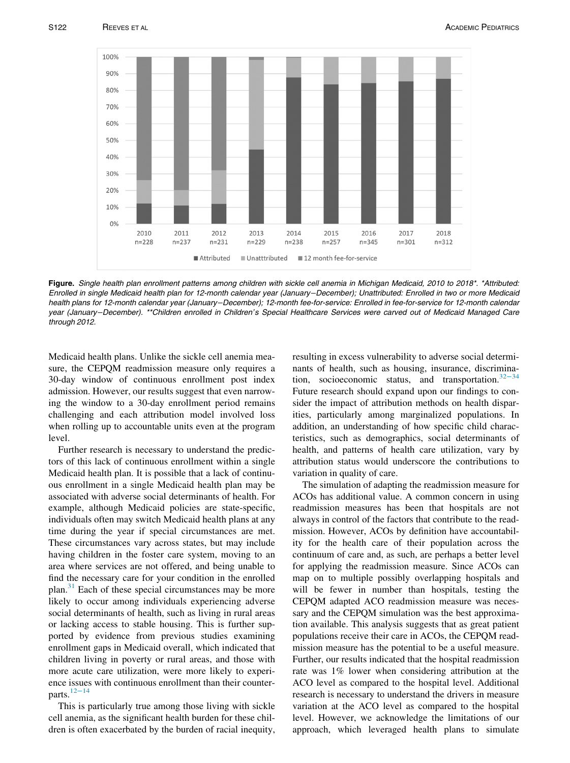**Figure.** *Single health plan enrollment patterns among children with sickle cell anemia in Michigan Medicaid, 2010 to 2018\*. \*Attributed: Enrolled in single Medicaid health plan for 12-month calendar year (January−December); Unattributed: Enrolled in two or more Medicaid health plans for 12-month calendar year (January−December); 12-month fee-for-service: Enrolled in fee-for-service for 12-month calendar year (January−December). \*\*Children enrolled in Children's Special Healthcare Services were carved out of Medicaid Managed Care through 2012.*

Medicaid health plans. Unlike the sickle cell anemia measure, the CEPQM readmission measure only requires a 30-day window of continuous enrollment post index admission. However, our results suggest that even narrowing the window to a 30-day enrollment period remains challenging and each attribution model involved loss when rolling up to accountable units even at the program level.

Further research is necessary to understand the predictors of this lack of continuous enrollment within a single Medicaid health plan. It is possible that a lack of continuous enrollment in a single Medicaid health plan may be associated with adverse social determinants of health. For example, although Medicaid policies are state-specific, individuals often may switch Medicaid health plans at any time during the year if special circumstances are met. These circumstances vary across states, but may include having children in the foster care system, moving to an area where services are not offered, and being unable to find the necessary care for your condition in the enrolled plan.[31] Each of these special circumstances may be more likely to occur among individuals experiencing adverse social determinants of health, such as living in rural areas or lacking access to stable housing. This is further supported by evidence from previous studies examining enrollment gaps in Medicaid overall, which indicated that children living in poverty or rural areas, and those with more acute care utilization, were more likely to experience issues with continuous enrollment than their counterparts.[12−14]

This is particularly true among those living with sickle cell anemia, as the significant health burden for these children is often exacerbated by the burden of racial inequity, resulting in excess vulnerability to adverse social determinants of health, such as housing, insurance, discrimination, socioeconomic status, and transportation.[32−34] Future research should expand upon our findings to consider the impact of attribution methods on health disparities, particularly among marginalized populations. In addition, an understanding of how specific child characteristics, such as demographics, social determinants of health, and patterns of health care utilization, vary by attribution status would underscore the contributions to variation in quality of care.

The simulation of adapting the readmission measure for ACOs has additional value. A common concern in using readmission measures has been that hospitals are not always in control of the factors that contribute to the readmission. However, ACOs by definition have accountability for the health care of their population across the continuum of care and, as such, are perhaps a better level for applying the readmission measure. Since ACOs can map on to multiple possibly overlapping hospitals and will be fewer in number than hospitals, testing the CEPQM adapted ACO readmission measure was necessary and the CEPQM simulation was the best approximation available. This analysis suggests that as great patient populations receive their care in ACOs, the CEPQM readmission measure has the potential to be a useful measure. Further, our results indicated that the hospital readmission rate was 1% lower when considering attribution at the ACO level as compared to the hospital level. Additional research is necessary to understand the drivers in measure variation at the ACO level as compared to the hospital level. However, we acknowledge the limitations of our approach, which leveraged health plans to simulate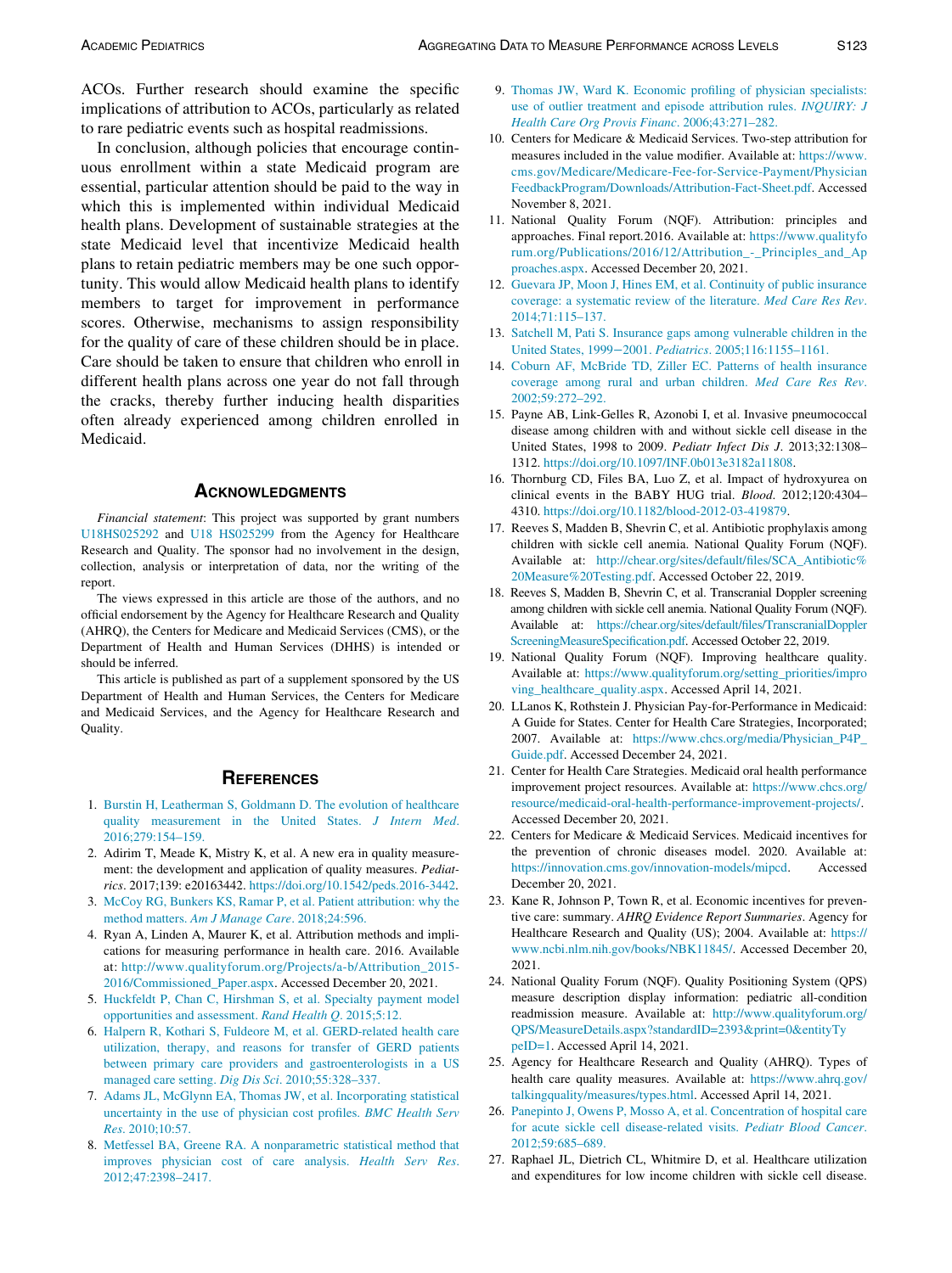ACOs. Further research should examine the specific implications of attribution to ACOs, particularly as related to rare pediatric events such as hospital readmissions.

In conclusion, although policies that encourage continuous enrollment within a state Medicaid program are essential, particular attention should be paid to the way in which this is implemented within individual Medicaid health plans. Development of sustainable strategies at the state Medicaid level that incentivize Medicaid health plans to retain pediatric members may be one such opportunity. This would allow Medicaid health plans to identify members to target for improvement in performance scores. Otherwise, mechanisms to assign responsibility for the quality of care of these children should be in place. Care should be taken to ensure that children who enroll in different health plans across one year do not fall through the cracks, thereby further inducing health disparities often already experienced among children enrolled in Medicaid.

## Acknowledgments

*Financial statement*: This project was supported by grant numbers U18HS025292 and U18 HS025299 from the Agency for Healthcare Research and Quality. The sponsor had no involvement in the design, collection, analysis or interpretation of data, nor the writing of the report.

The views expressed in this article are those of the authors, and no official endorsement by the Agency for Healthcare Research and Quality (AHRQ), the Centers for Medicare and Medicaid Services (CMS), or the Department of Health and Human Services (DHHS) is intended or should be inferred.

This article is published as part of a supplement sponsored by the US Department of Health and Human Services, the Centers for Medicare and Medicaid Services, and the Agency for Healthcare Research and Quality.

## References

1. Burstin H, Leatherman S, Goldmann D. The evolution of healthcare quality measurement in the United States. *J Intern Med*. 2016;279:154–159.
2. Adirim T, Meade K, Mistry K, et al. A new era in quality measurement: the development and application of quality measures. *Pediatrics*. 2017;139: e20163442. https://doi.org/10.1542/peds.2016-3442.
3. McCoy RG, Bunkers KS, Ramar P, et al. Patient attribution: why the method matters. *Am J Manage Care*. 2018;24:596.
4. Ryan A, Linden A, Maurer K, et al. Attribution methods and implications for measuring performance in health care. 2016. Available at: http://www.qualityforum.org/Projects/a-b/Attribution_2015-2016/Commissioned_Paper.aspx. Accessed December 20, 2021.
5. Huckfeldt P, Chan C, Hirshman S, et al. Specialty payment model opportunities and assessment. *Rand Health Q*. 2015;5:12.
6. Halpern R, Kothari S, Fuldeore M, et al. GERD-related health care utilization, therapy, and reasons for transfer of GERD patients between primary care providers and gastroenterologists in a US managed care setting. *Dig Dis Sci*. 2010;55:328–337.
7. Adams JL, McGlynn EA, Thomas JW, et al. Incorporating statistical uncertainty in the use of physician cost profiles. *BMC Health Serv Res*. 2010;10:57.
8. Metfessel BA, Greene RA. A nonparametric statistical method that improves physician cost of care analysis. *Health Serv Res*. 2012;47:2398–2417.
9. Thomas JW, Ward K. Economic profiling of physician specialists: use of outlier treatment and episode attribution rules. *INQUIRY: J Health Care Org Provis Financ*. 2006;43:271–282.
10. Centers for Medicare & Medicaid Services. Two-step attribution for measures included in the value modifier. Available at: https://www.cms.gov/Medicare/Medicare-Fee-for-Service-Payment/PhysicianFeedbackProgram/Downloads/Attribution-Fact-Sheet.pdf. Accessed November 8, 2021.
11. National Quality Forum (NQF). Attribution: principles and approaches. Final report.2016. Available at: https://www.qualityforum.org/Publications/2016/12/Attribution_-_Principles_and_Approaches.aspx. Accessed December 20, 2021.
12. Guevara JP, Moon J, Hines EM, et al. Continuity of public insurance coverage: a systematic review of the literature. *Med Care Res Rev*. 2014;71:115–137.
13. Satchell M, Pati S. Insurance gaps among vulnerable children in the United States, 1999−2001. *Pediatrics*. 2005;116:1155–1161.
14. Coburn AF, McBride TD, Ziller EC. Patterns of health insurance coverage among rural and urban children. *Med Care Res Rev*. 2002;59:272–292.
15. Payne AB, Link-Gelles R, Azonobi I, et al. Invasive pneumococcal disease among children with and without sickle cell disease in the United States, 1998 to 2009. *Pediatr Infect Dis J*. 2013;32:1308–1312. https://doi.org/10.1097/INF.0b013e3182a11808.
16. Thornburg CD, Files BA, Luo Z, et al. Impact of hydroxyurea on clinical events in the BABY HUG trial. *Blood*. 2012;120:4304–4310. https://doi.org/10.1182/blood-2012-03-419879.
17. Reeves S, Madden B, Shevrin C, et al. Antibiotic prophylaxis among children with sickle cell anemia. National Quality Forum (NQF). Available at: http://chear.org/sites/default/files/SCA_Antibiotic%20Measure%20Testing.pdf. Accessed October 22, 2019.
18. Reeves S, Madden B, Shevrin C, et al. Transcranial Doppler screening among children with sickle cell anemia. National Quality Forum (NQF). Available at: https://chear.org/sites/default/files/TranscranialDopplerScreeningMeasureSpecification.pdf. Accessed October 22, 2019.
19. National Quality Forum (NQF). Improving healthcare quality. Available at: https://www.qualityforum.org/setting_priorities/improving_healthcare_quality.aspx. Accessed April 14, 2021.
20. LLanos K, Rothstein J. Physician Pay-for-Performance in Medicaid: A Guide for States. Center for Health Care Strategies, Incorporated; 2007. Available at: https://www.chcs.org/media/Physician_P4P_Guide.pdf. Accessed December 24, 2021.
21. Center for Health Care Strategies. Medicaid oral health performance improvement project resources. Available at: https://www.chcs.org/resource/medicaid-oral-health-performance-improvement-projects/. Accessed December 20, 2021.
22. Centers for Medicare & Medicaid Services. Medicaid incentives for the prevention of chronic diseases model. 2020. Available at: https://innovation.cms.gov/innovation-models/mipcd. Accessed December 20, 2021.
23. Kane R, Johnson P, Town R, et al. Economic incentives for preventive care: summary. *AHRQ Evidence Report Summaries*. Agency for Healthcare Research and Quality (US); 2004. Available at: https://www.ncbi.nlm.nih.gov/books/NBK11845/. Accessed December 20, 2021.
24. National Quality Forum (NQF). Quality Positioning System (QPS) measure description display information: pediatric all-condition readmission measure. Available at: http://www.qualityforum.org/QPS/MeasureDetails.aspx?standardID=2393&print=0&entityTypeID=1. Accessed April 14, 2021.
25. Agency for Healthcare Research and Quality (AHRQ). Types of health care quality measures. Available at: https://www.ahrq.gov/talkingquality/measures/types.html. Accessed April 14, 2021.
26. Panepinto J, Owens P, Mosso A, et al. Concentration of hospital care for acute sickle cell disease-related visits. *Pediatr Blood Cancer*. 2012;59:685–689.
27. Raphael JL, Dietrich CL, Whitmire D, et al. Healthcare utilization and expenditures for low income children with sickle cell disease.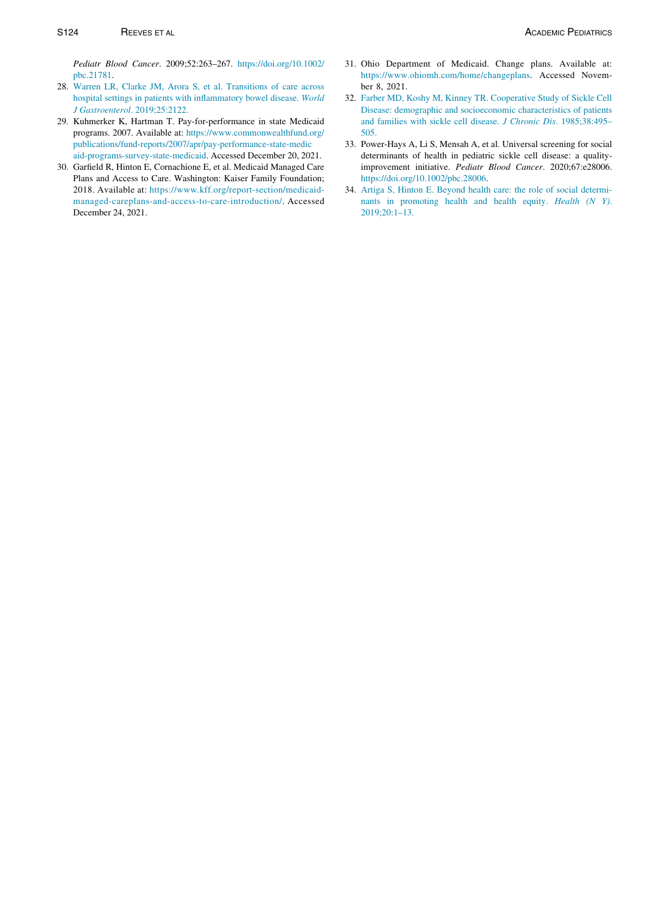*Pediatr Blood Cancer*. 2009;52:263–267. https://doi.org/10.1002/pbc.21781.

28. Warren LR, Clarke JM, Arora S, et al. Transitions of care across hospital settings in patients with inflammatory bowel disease. *World J Gastroenterol*. 2019;25:2122.
29. Kuhmerker K, Hartman T. Pay-for-performance in state Medicaid programs. 2007. Available at: https://www.commonwealthfund.org/publications/fund-reports/2007/apr/pay-performance-state-medicaid-programs-survey-state-medicaid. Accessed December 20, 2021.
30. Garfield R, Hinton E, Cornachione E, et al. Medicaid Managed Care Plans and Access to Care. Washington: Kaiser Family Foundation; 2018. Available at: https://www.kff.org/report-section/medicaid-managed-careplans-and-access-to-care-introduction/. Accessed December 24, 2021.
31. Ohio Department of Medicaid. Change plans. Available at: https://www.ohiomh.com/home/changeplans. Accessed November 8, 2021.
32. Farber MD, Koshy M, Kinney TR. Cooperative Study of Sickle Cell Disease: demographic and socioeconomic characteristics of patients and families with sickle cell disease. *J Chronic Dis*. 1985;38:495–505.
33. Power-Hays A, Li S, Mensah A, et al. Universal screening for social determinants of health in pediatric sickle cell disease: a quality-improvement initiative. *Pediatr Blood Cancer*. 2020;67:e28006. https://doi.org/10.1002/pbc.28006.
34. Artiga S, Hinton E. Beyond health care: the role of social determinants in promoting health and health equity. *Health (N Y)*. 2019;20:1–13.